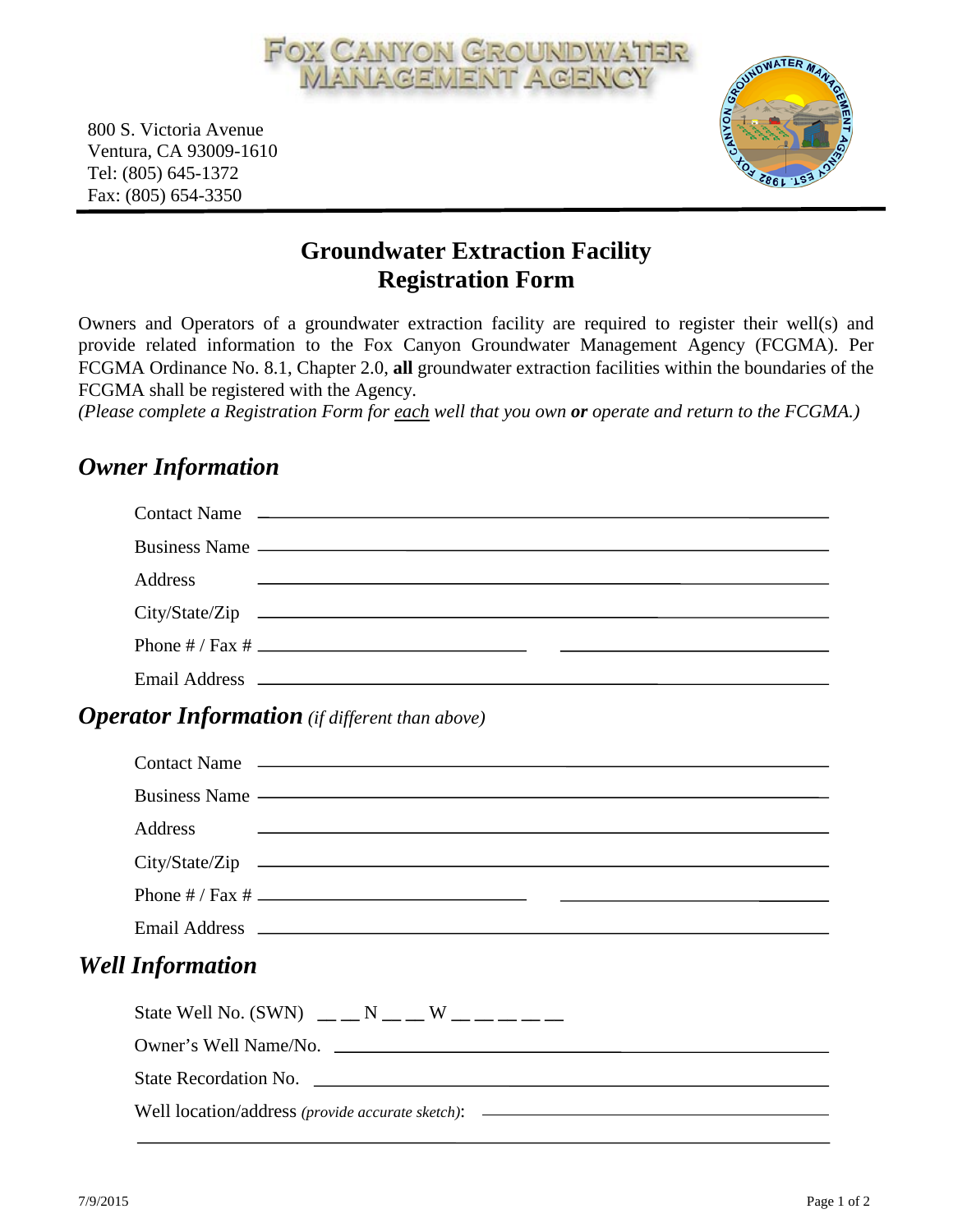# Fox Canyon Groundwater Management Agency

800 S. Victoria Avenue
Ventura, CA 93009-1610
Tel: (805) 645-1372
Fax: (805) 654-3350

## Groundwater Extraction Facility Registration Form

Owners and Operators of a groundwater extraction facility are required to register their well(s) and provide related information to the Fox Canyon Groundwater Management Agency (FCGMA). Per FCGMA Ordinance No. 8.1, Chapter 2.0, **all** groundwater extraction facilities within the boundaries of the FCGMA shall be registered with the Agency.

*(Please complete a Registration Form for* *each* *well that you own* ***or*** *operate and return to the FCGMA.)*

## *Owner Information*

Contact Name ______________________________

Business Name ______________________________

Address ______________________________

City/State/Zip ______________________________

Phone # / Fax # ______________ ______________

Email Address ______________________________

## *Operator Information* *(if different than above)*

Contact Name ______________________________

Business Name ______________________________

Address ______________________________

City/State/Zip ______________________________

Phone # / Fax # ______________ ______________

Email Address ______________________________

## *Well Information*

State Well No. (SWN) __ __ N __ __ W __ __ __ __ __

Owner's Well Name/No. ______________________________

State Recordation No. ______________________________

Well location/address *(provide accurate sketch)*: ______________________________

______________________________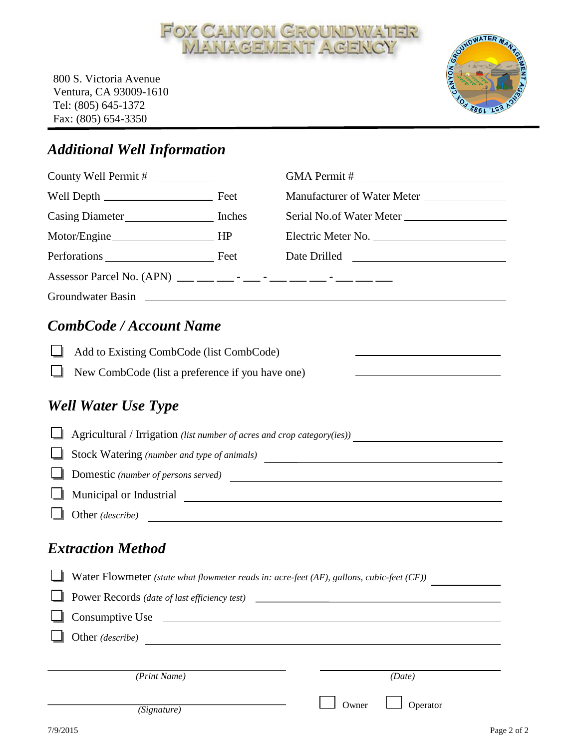# Fox Canyon Groundwater Management Agency

800 S. Victoria Avenue
Ventura, CA 93009-1610
Tel: (805) 645-1372
Fax: (805) 654-3350

## *Additional Well Information*

County Well Permit # __________ GMA Permit # __________

Well Depth __________ Feet Manufacturer of Water Meter __________

Casing Diameter __________ Inches Serial No.of Water Meter __________

Motor/Engine __________ HP Electric Meter No. __________

Perforations __________ Feet Date Drilled __________

Assessor Parcel No. (APN) ___ ___ ___ - ___ - ___ ___ ___ - ___ ___ ___

Groundwater Basin __________

## *CombCode / Account Name*

- ☐ Add to Existing CombCode (list CombCode) __________
- ☐ New CombCode (list a preference if you have one) __________

## *Well Water Use Type*

- ☐ Agricultural / Irrigation *(list number of acres and crop category(ies))* __________
- ☐ Stock Watering *(number and type of animals)* __________
- ☐ Domestic *(number of persons served)* __________
- ☐ Municipal or Industrial __________
- ☐ Other *(describe)* __________

## *Extraction Method*

- ☐ Water Flowmeter *(state what flowmeter reads in: acre-feet (AF), gallons, cubic-feet (CF))* __________
- ☐ Power Records *(date of last efficiency test)* __________
- ☐ Consumptive Use __________
- ☐ Other *(describe)* __________

__________ *(Print Name)* __________ *(Date)*

__________ *(Signature)* ☐ Owner ☐ Operator

7/9/2015